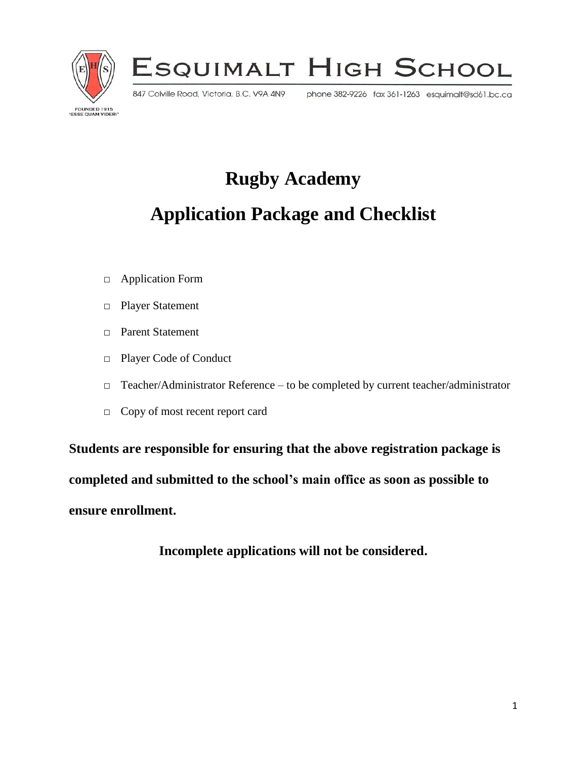# Esquimalt High School

FOUNDED 1915
"ESSE QUAM VIDERI"

847 Colville Road, Victoria, B.C. V9A 4N9 phone 382-9226 fax 361-1263 esquimalt@sd61.bc.ca

## Rugby Academy

## Application Package and Checklist

- □ Application Form
- □ Player Statement
- □ Parent Statement
- □ Player Code of Conduct
- □ Teacher/Administrator Reference – to be completed by current teacher/administrator
- □ Copy of most recent report card

**Students are responsible for ensuring that the above registration package is completed and submitted to the school's main office as soon as possible to ensure enrollment.**

**Incomplete applications will not be considered.**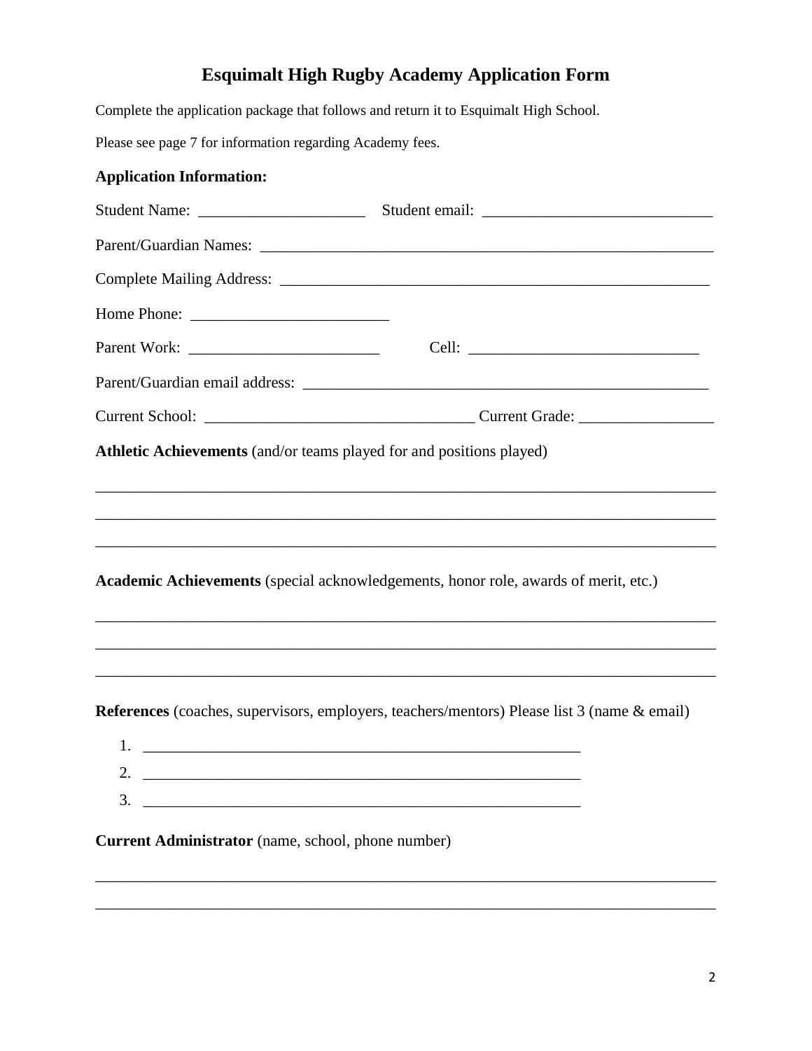# Esquimalt High Rugby Academy Application Form

Complete the application package that follows and return it to Esquimalt High School.

Please see page 7 for information regarding Academy fees.

**Application Information:**

Student Name: _____________________ Student email: _____________________________

Parent/Guardian Names: ___________________________________________________________

Complete Mailing Address: _______________________________________________________

Home Phone: _________________________

Parent Work: ________________________ Cell: _____________________________

Parent/Guardian email address: ___________________________________________________

Current School: _________________________________ Current Grade: ________________

**Athletic Achievements** (and/or teams played for and positions played)

_______________________________________________________________________________

_______________________________________________________________________________

_______________________________________________________________________________

**Academic Achievements** (special acknowledgements, honor role, awards of merit, etc.)

_______________________________________________________________________________

_______________________________________________________________________________

_______________________________________________________________________________

**References** (coaches, supervisors, employers, teachers/mentors) Please list 3 (name & email)

1. _________________________________________________________
2. _________________________________________________________
3. _________________________________________________________

**Current Administrator** (name, school, phone number)

_______________________________________________________________________________

_______________________________________________________________________________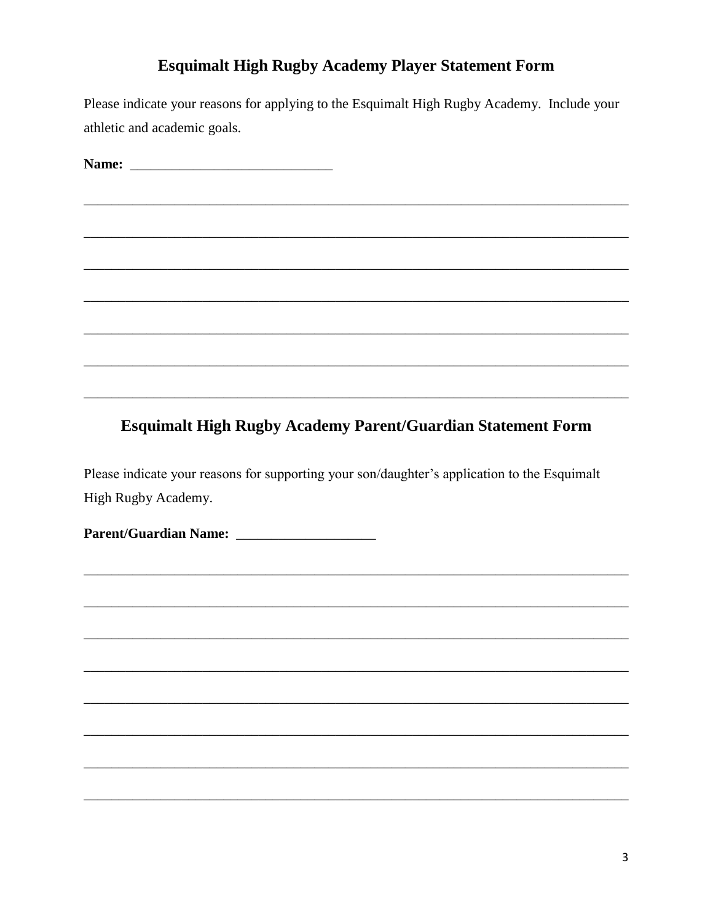## Esquimalt High Rugby Academy Player Statement Form

Please indicate your reasons for applying to the Esquimalt High Rugby Academy. Include your athletic and academic goals.

**Name:** ____________________________

_______________________________________________________________________________

_______________________________________________________________________________

_______________________________________________________________________________

_______________________________________________________________________________

_______________________________________________________________________________

_______________________________________________________________________________

_______________________________________________________________________________

## Esquimalt High Rugby Academy Parent/Guardian Statement Form

Please indicate your reasons for supporting your son/daughter's application to the Esquimalt High Rugby Academy.

**Parent/Guardian Name:** ____________________

_______________________________________________________________________________

_______________________________________________________________________________

_______________________________________________________________________________

_______________________________________________________________________________

_______________________________________________________________________________

_______________________________________________________________________________

_______________________________________________________________________________

_______________________________________________________________________________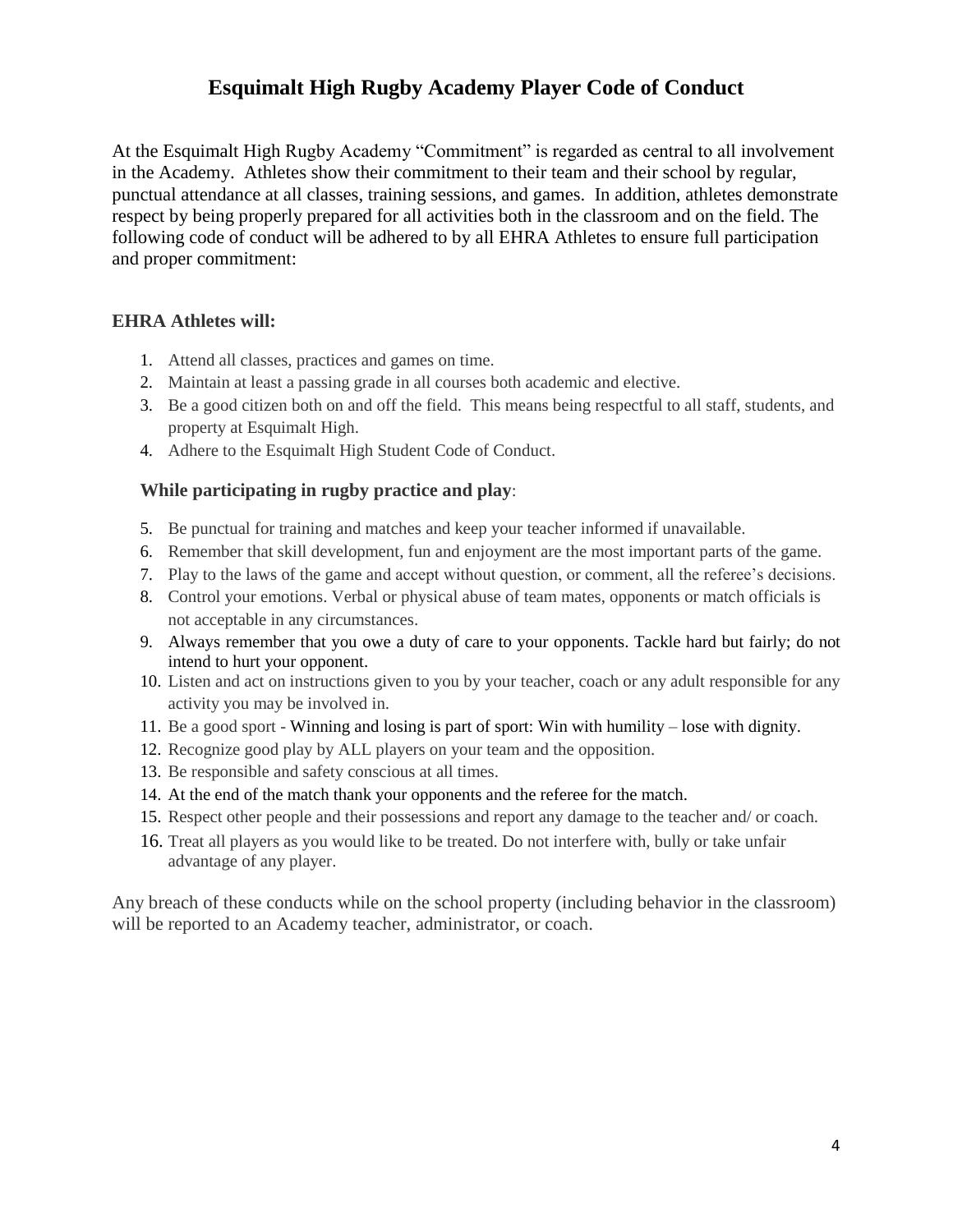# Esquimalt High Rugby Academy Player Code of Conduct

At the Esquimalt High Rugby Academy "Commitment" is regarded as central to all involvement in the Academy. Athletes show their commitment to their team and their school by regular, punctual attendance at all classes, training sessions, and games. In addition, athletes demonstrate respect by being properly prepared for all activities both in the classroom and on the field. The following code of conduct will be adhered to by all EHRA Athletes to ensure full participation and proper commitment:

### EHRA Athletes will:

1. Attend all classes, practices and games on time.
2. Maintain at least a passing grade in all courses both academic and elective.
3. Be a good citizen both on and off the field. This means being respectful to all staff, students, and property at Esquimalt High.
4. Adhere to the Esquimalt High Student Code of Conduct.

### While participating in rugby practice and play:

5. Be punctual for training and matches and keep your teacher informed if unavailable.
6. Remember that skill development, fun and enjoyment are the most important parts of the game.
7. Play to the laws of the game and accept without question, or comment, all the referee's decisions.
8. Control your emotions. Verbal or physical abuse of team mates, opponents or match officials is not acceptable in any circumstances.
9. Always remember that you owe a duty of care to your opponents. Tackle hard but fairly; do not intend to hurt your opponent.
10. Listen and act on instructions given to you by your teacher, coach or any adult responsible for any activity you may be involved in.
11. Be a good sport - Winning and losing is part of sport: Win with humility – lose with dignity.
12. Recognize good play by ALL players on your team and the opposition.
13. Be responsible and safety conscious at all times.
14. At the end of the match thank your opponents and the referee for the match.
15. Respect other people and their possessions and report any damage to the teacher and/ or coach.
16. Treat all players as you would like to be treated. Do not interfere with, bully or take unfair advantage of any player.

Any breach of these conducts while on the school property (including behavior in the classroom) will be reported to an Academy teacher, administrator, or coach.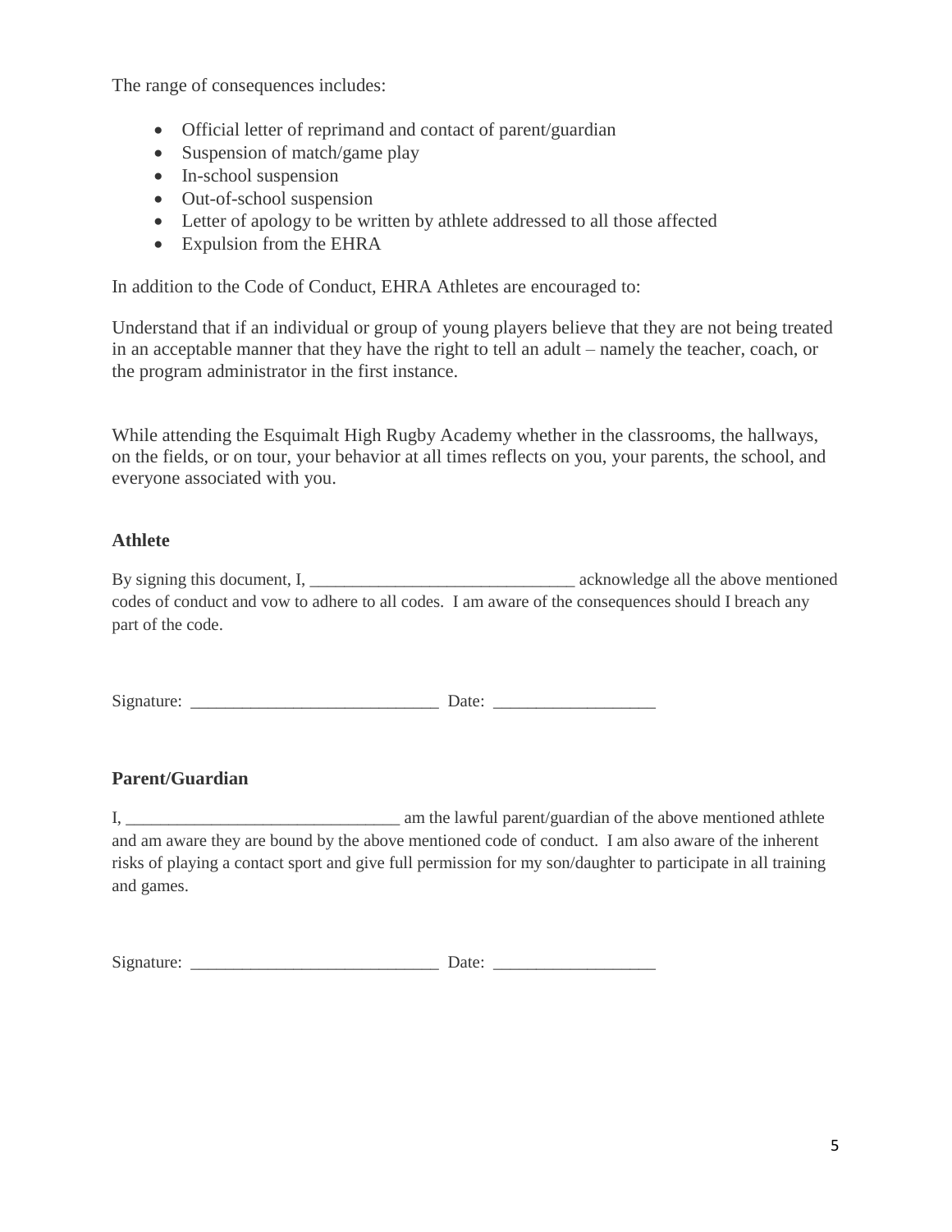The range of consequences includes:

- Official letter of reprimand and contact of parent/guardian
- Suspension of match/game play
- In-school suspension
- Out-of-school suspension
- Letter of apology to be written by athlete addressed to all those affected
- Expulsion from the EHRA

In addition to the Code of Conduct, EHRA Athletes are encouraged to:

Understand that if an individual or group of young players believe that they are not being treated in an acceptable manner that they have the right to tell an adult – namely the teacher, coach, or the program administrator in the first instance.

While attending the Esquimalt High Rugby Academy whether in the classrooms, the hallways, on the fields, or on tour, your behavior at all times reflects on you, your parents, the school, and everyone associated with you.

**Athlete**

By signing this document, I, _______________________________ acknowledge all the above mentioned codes of conduct and vow to adhere to all codes. I am aware of the consequences should I breach any part of the code.

Signature: _____________________________ Date: ___________________

**Parent/Guardian**

I, ________________________________ am the lawful parent/guardian of the above mentioned athlete and am aware they are bound by the above mentioned code of conduct. I am also aware of the inherent risks of playing a contact sport and give full permission for my son/daughter to participate in all training and games.

Signature: _____________________________ Date: ___________________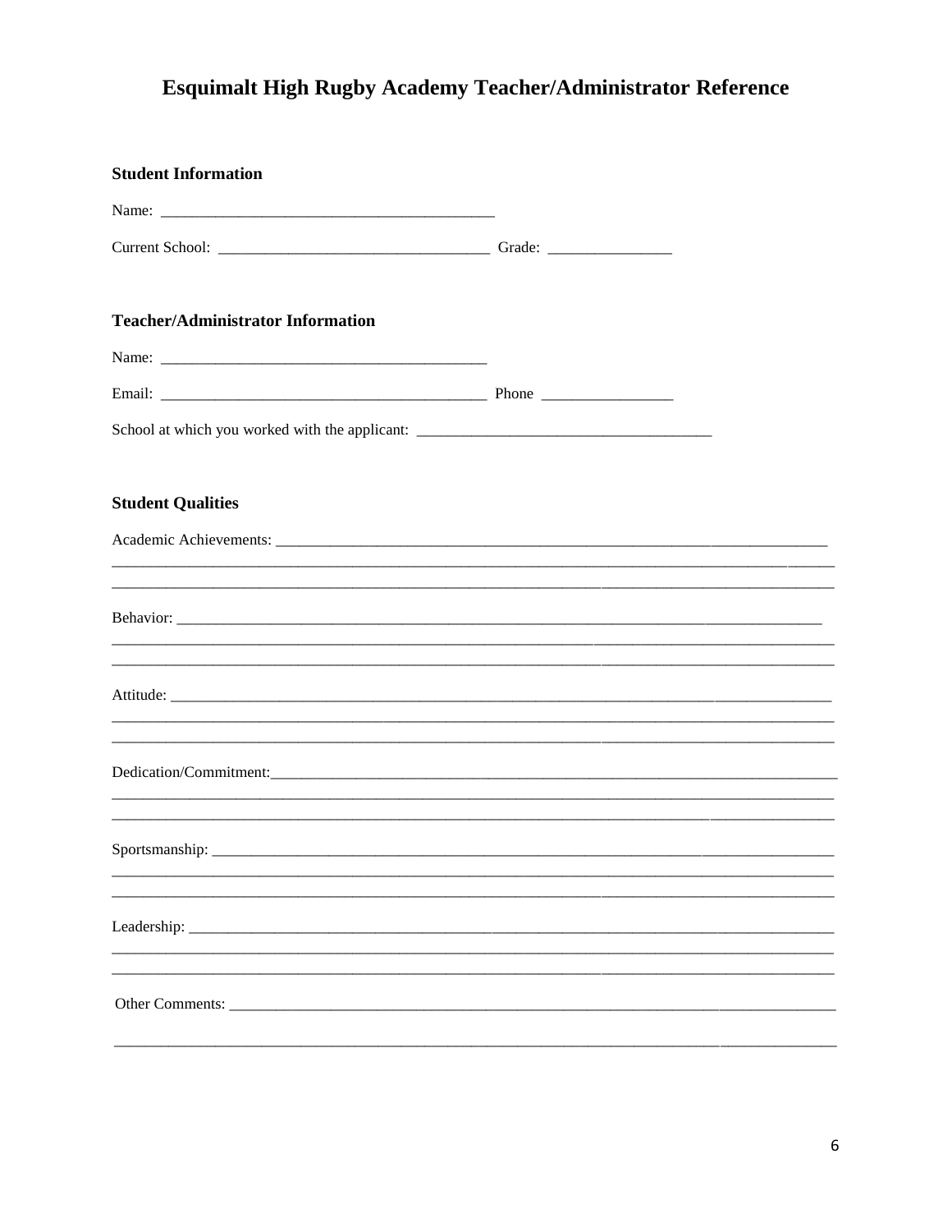# Esquimalt High Rugby Academy Teacher/Administrator Reference

**Student Information**

Name: ___________________________________________

Current School: ___________________________________ Grade: ________________

**Teacher/Administrator Information**

Name: __________________________________________

Email: __________________________________________ Phone _________________

School at which you worked with the applicant: ______________________________________

**Student Qualities**

Academic Achievements: ____________________________________________________________________________

______________________________________________________________________________________________

______________________________________________________________________________________________

Behavior: ______________________________________________________________________________________

______________________________________________________________________________________________

______________________________________________________________________________________________

Attitude: _______________________________________________________________________________________

______________________________________________________________________________________________

______________________________________________________________________________________________

Dedication/Commitment:______________________________________________________________________________

______________________________________________________________________________________________

______________________________________________________________________________________________

Sportsmanship: ___________________________________________________________________________________

______________________________________________________________________________________________

______________________________________________________________________________________________

Leadership: ______________________________________________________________________________________

______________________________________________________________________________________________

______________________________________________________________________________________________

Other Comments: __________________________________________________________________________________

______________________________________________________________________________________________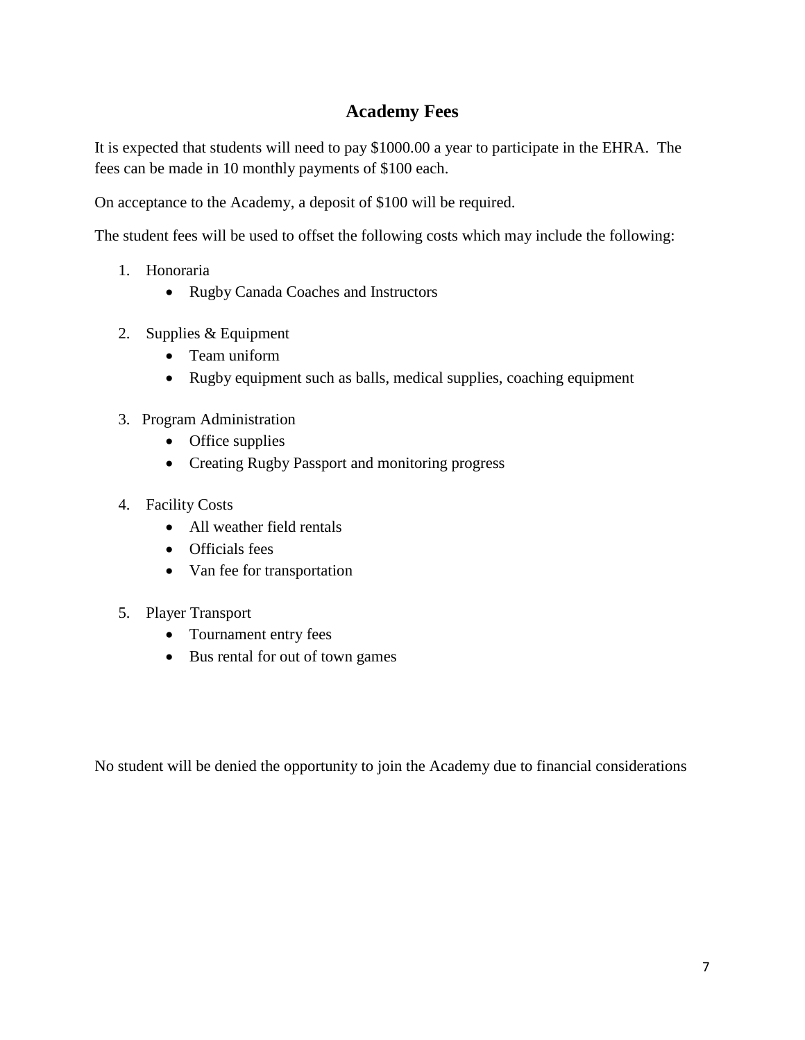## Academy Fees

It is expected that students will need to pay $1000.00 a year to participate in the EHRA. The fees can be made in 10 monthly payments of $100 each.

On acceptance to the Academy, a deposit of $100 will be required.

The student fees will be used to offset the following costs which may include the following:

1. Honoraria
   - Rugby Canada Coaches and Instructors
2. Supplies & Equipment
   - Team uniform
   - Rugby equipment such as balls, medical supplies, coaching equipment
3. Program Administration
   - Office supplies
   - Creating Rugby Passport and monitoring progress
4. Facility Costs
   - All weather field rentals
   - Officials fees
   - Van fee for transportation
5. Player Transport
   - Tournament entry fees
   - Bus rental for out of town games

No student will be denied the opportunity to join the Academy due to financial considerations